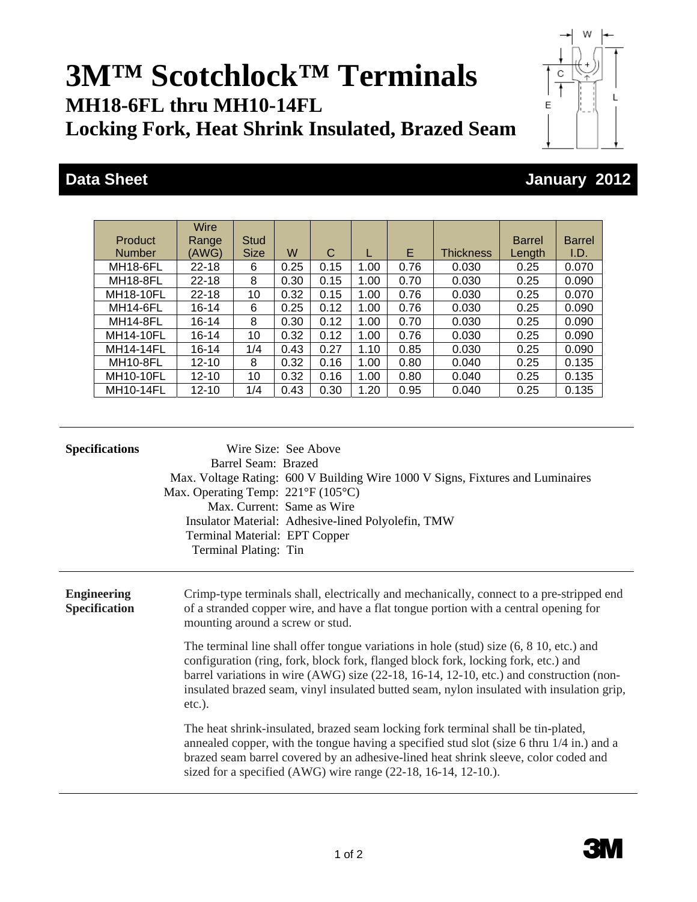# 3M™ Scotchlock™ Terminals

## MH18-6FL thru MH10-14FL

## Locking Fork, Heat Shrink Insulated, Brazed Seam

**Data Sheet** **January 2012**

| Product Number | Wire Range (AWG) | Stud Size | W | C | L | E | Thickness | Barrel Length | Barrel I.D. |
|---|---|---|---|---|---|---|---|---|---|
| MH18-6FL | 22-18 | 6 | 0.25 | 0.15 | 1.00 | 0.76 | 0.030 | 0.25 | 0.070 |
| MH18-8FL | 22-18 | 8 | 0.30 | 0.15 | 1.00 | 0.70 | 0.030 | 0.25 | 0.090 |
| MH18-10FL | 22-18 | 10 | 0.32 | 0.15 | 1.00 | 0.76 | 0.030 | 0.25 | 0.070 |
| MH14-6FL | 16-14 | 6 | 0.25 | 0.12 | 1.00 | 0.76 | 0.030 | 0.25 | 0.090 |
| MH14-8FL | 16-14 | 8 | 0.30 | 0.12 | 1.00 | 0.70 | 0.030 | 0.25 | 0.090 |
| MH14-10FL | 16-14 | 10 | 0.32 | 0.12 | 1.00 | 0.76 | 0.030 | 0.25 | 0.090 |
| MH14-14FL | 16-14 | 1/4 | 0.43 | 0.27 | 1.10 | 0.85 | 0.030 | 0.25 | 0.090 |
| MH10-8FL | 12-10 | 8 | 0.32 | 0.16 | 1.00 | 0.80 | 0.040 | 0.25 | 0.135 |
| MH10-10FL | 12-10 | 10 | 0.32 | 0.16 | 1.00 | 0.80 | 0.040 | 0.25 | 0.135 |
| MH10-14FL | 12-10 | 1/4 | 0.43 | 0.30 | 1.20 | 0.95 | 0.040 | 0.25 | 0.135 |

---

**Specifications**

Wire Size: See Above
Barrel Seam: Brazed
Max. Voltage Rating: 600 V Building Wire 1000 V Signs, Fixtures and Luminaires
Max. Operating Temp: 221°F (105°C)
Max. Current: Same as Wire
Insulator Material: Adhesive-lined Polyolefin, TMW
Terminal Material: EPT Copper
Terminal Plating: Tin

---

**Engineering Specification**

Crimp-type terminals shall, electrically and mechanically, connect to a pre-stripped end of a stranded copper wire, and have a flat tongue portion with a central opening for mounting around a screw or stud.

The terminal line shall offer tongue variations in hole (stud) size (6, 8 10, etc.) and configuration (ring, fork, block fork, flanged block fork, locking fork, etc.) and barrel variations in wire (AWG) size (22-18, 16-14, 12-10, etc.) and construction (non-insulated brazed seam, vinyl insulated butted seam, nylon insulated with insulation grip, etc.).

The heat shrink-insulated, brazed seam locking fork terminal shall be tin-plated, annealed copper, with the tongue having a specified stud slot (size 6 thru 1/4 in.) and a brazed seam barrel covered by an adhesive-lined heat shrink sleeve, color coded and sized for a specified (AWG) wire range (22-18, 16-14, 12-10.).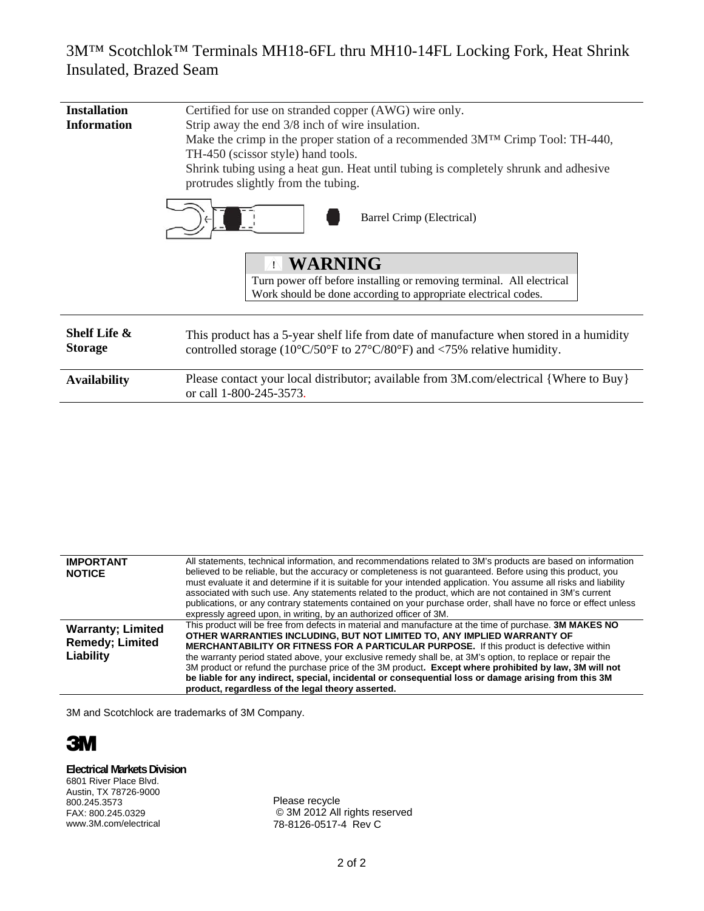# 3M™ Scotchlok™ Terminals MH18-6FL thru MH10-14FL Locking Fork, Heat Shrink Insulated, Brazed Seam

| | |
|---|---|
| **Installation Information** | Certified for use on stranded copper (AWG) wire only.<br>Strip away the end 3/8 inch of wire insulation.<br>Make the crimp in the proper station of a recommended 3M™ Crimp Tool: TH-440, TH-450 (scissor style) hand tools.<br>Shrink tubing using a heat gun. Heat until tubing is completely shrunk and adhesive protrudes slightly from the tubing.<br><br>Barrel Crimp (Electrical)<br><br>**⚠ WARNING**<br>Turn power off before installing or removing terminal. All electrical Work should be done according to appropriate electrical codes. |
| **Shelf Life & Storage** | This product has a 5-year shelf life from date of manufacture when stored in a humidity controlled storage (10°C/50°F to 27°C/80°F) and <75% relative humidity. |
| **Availability** | Please contact your local distributor; available from 3M.com/electrical {Where to Buy} or call 1-800-245-3573. |

| | |
|---|---|
| **IMPORTANT NOTICE** | All statements, technical information, and recommendations related to 3M's products are based on information believed to be reliable, but the accuracy or completeness is not guaranteed. Before using this product, you must evaluate it and determine if it is suitable for your intended application. You assume all risks and liability associated with such use. Any statements related to the product, which are not contained in 3M's current publications, or any contrary statements contained on your purchase order, shall have no force or effect unless expressly agreed upon, in writing, by an authorized officer of 3M. |
| **Warranty; Limited Remedy; Limited Liability** | This product will be free from defects in material and manufacture at the time of purchase. **3M MAKES NO OTHER WARRANTIES INCLUDING, BUT NOT LIMITED TO, ANY IMPLIED WARRANTY OF MERCHANTABILITY OR FITNESS FOR A PARTICULAR PURPOSE.** If this product is defective within the warranty period stated above, your exclusive remedy shall be, at 3M's option, to replace or repair the 3M product or refund the purchase price of the 3M product. **Except where prohibited by law, 3M will not be liable for any indirect, special, incidental or consequential loss or damage arising from this 3M product, regardless of the legal theory asserted.** |

3M and Scotchlock are trademarks of 3M Company.

**3M**

**Electrical Markets Division**
6801 River Place Blvd.
Austin, TX 78726-9000
800.245.3573
FAX: 800.245.0329
www.3M.com/electrical

Please recycle
© 3M 2012 All rights reserved
78-8126-0517-4 Rev C